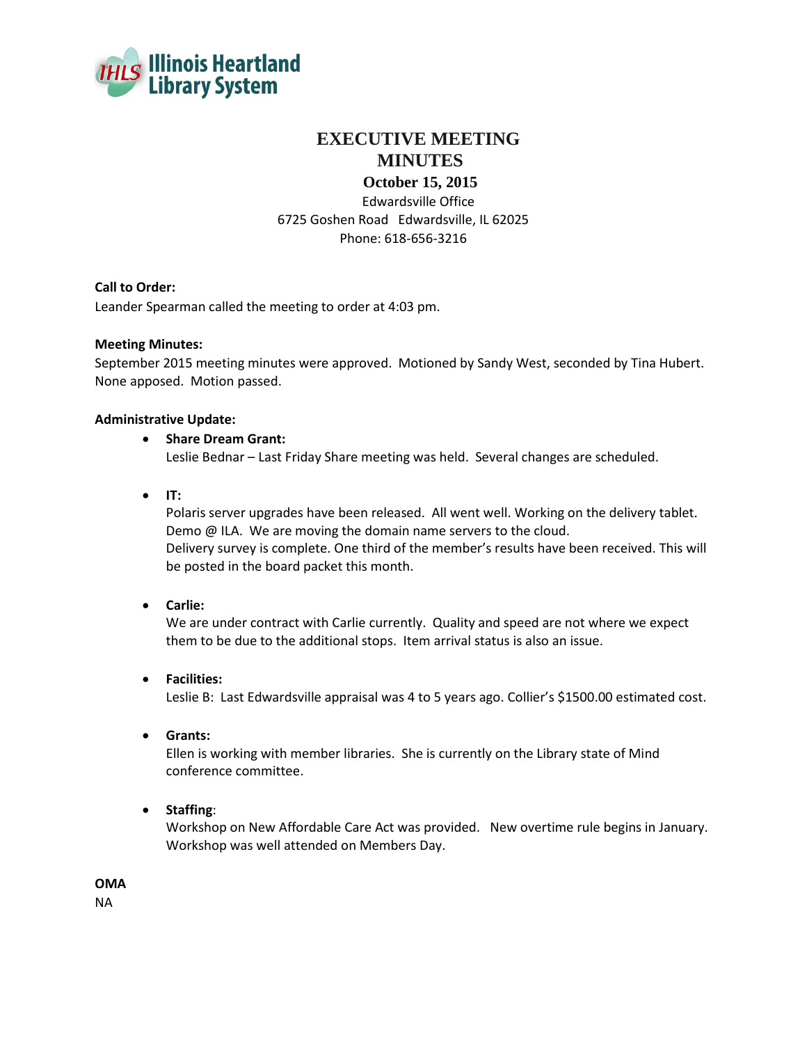Illinois Heartland Library System

# EXECUTIVE MEETING MINUTES

## October 15, 2015

Edwardsville Office
6725 Goshen Road Edwardsville, IL 62025
Phone: 618-656-3216

**Call to Order:**
Leander Spearman called the meeting to order at 4:03 pm.

**Meeting Minutes:**
September 2015 meeting minutes were approved. Motioned by Sandy West, seconded by Tina Hubert. None apposed. Motion passed.

**Administrative Update:**

- **Share Dream Grant:**
  Leslie Bednar – Last Friday Share meeting was held. Several changes are scheduled.

- **IT:**
  Polaris server upgrades have been released. All went well. Working on the delivery tablet. Demo @ ILA. We are moving the domain name servers to the cloud.
  Delivery survey is complete. One third of the member's results have been received. This will be posted in the board packet this month.

- **Carlie:**
  We are under contract with Carlie currently. Quality and speed are not where we expect them to be due to the additional stops. Item arrival status is also an issue.

- **Facilities:**
  Leslie B: Last Edwardsville appraisal was 4 to 5 years ago. Collier's $1500.00 estimated cost.

- **Grants:**
  Ellen is working with member libraries. She is currently on the Library state of Mind conference committee.

- **Staffing**:
  Workshop on New Affordable Care Act was provided. New overtime rule begins in January. Workshop was well attended on Members Day.

**OMA**
NA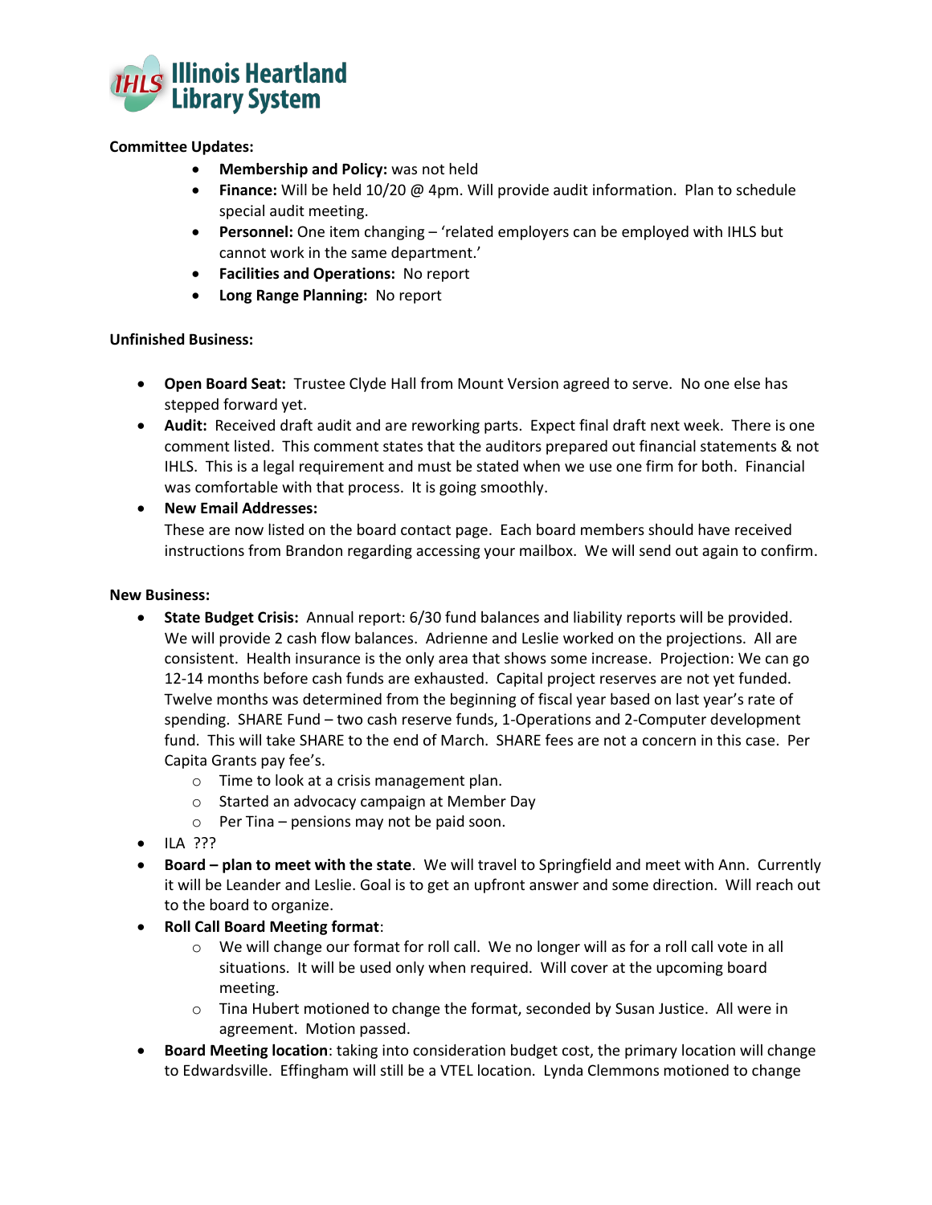**Committee Updates:**

- **Membership and Policy:** was not held
- **Finance:** Will be held 10/20 @ 4pm. Will provide audit information. Plan to schedule special audit meeting.
- **Personnel:** One item changing – 'related employers can be employed with IHLS but cannot work in the same department.'
- **Facilities and Operations:** No report
- **Long Range Planning:** No report

**Unfinished Business:**

- **Open Board Seat:** Trustee Clyde Hall from Mount Version agreed to serve. No one else has stepped forward yet.
- **Audit:** Received draft audit and are reworking parts. Expect final draft next week. There is one comment listed. This comment states that the auditors prepared out financial statements & not IHLS. This is a legal requirement and must be stated when we use one firm for both. Financial was comfortable with that process. It is going smoothly.
- **New Email Addresses:**
  These are now listed on the board contact page. Each board members should have received instructions from Brandon regarding accessing your mailbox. We will send out again to confirm.

**New Business:**

- **State Budget Crisis:** Annual report: 6/30 fund balances and liability reports will be provided. We will provide 2 cash flow balances. Adrienne and Leslie worked on the projections. All are consistent. Health insurance is the only area that shows some increase. Projection: We can go 12-14 months before cash funds are exhausted. Capital project reserves are not yet funded. Twelve months was determined from the beginning of fiscal year based on last year's rate of spending. SHARE Fund – two cash reserve funds, 1-Operations and 2-Computer development fund. This will take SHARE to the end of March. SHARE fees are not a concern in this case. Per Capita Grants pay fee's.
  - Time to look at a crisis management plan.
  - Started an advocacy campaign at Member Day
  - Per Tina – pensions may not be paid soon.
- ILA ???
- **Board – plan to meet with the state**. We will travel to Springfield and meet with Ann. Currently it will be Leander and Leslie. Goal is to get an upfront answer and some direction. Will reach out to the board to organize.
- **Roll Call Board Meeting format**:
  - We will change our format for roll call. We no longer will as for a roll call vote in all situations. It will be used only when required. Will cover at the upcoming board meeting.
  - Tina Hubert motioned to change the format, seconded by Susan Justice. All were in agreement. Motion passed.
- **Board Meeting location**: taking into consideration budget cost, the primary location will change to Edwardsville. Effingham will still be a VTEL location. Lynda Clemmons motioned to change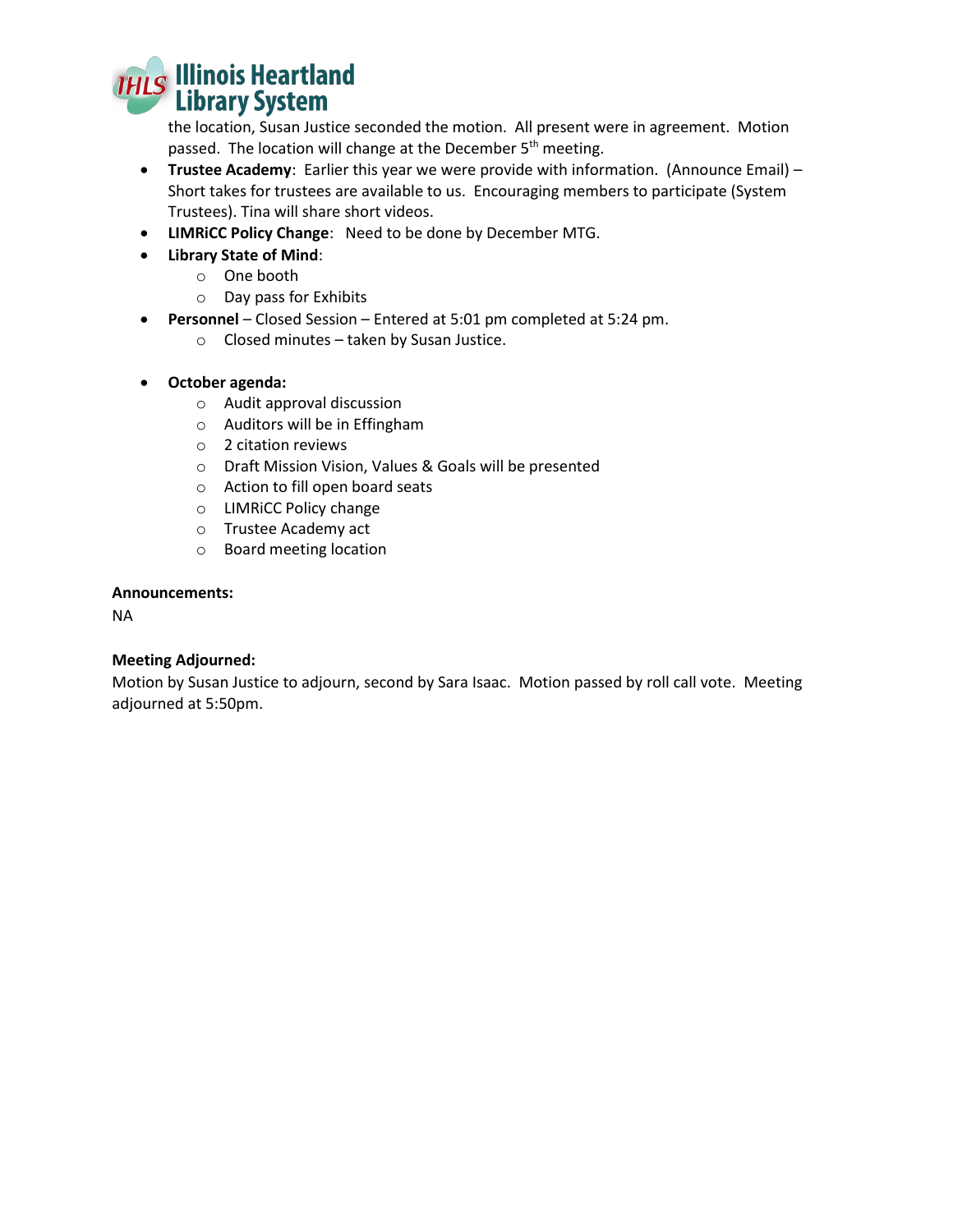the location, Susan Justice seconded the motion. All present were in agreement. Motion passed. The location will change at the December 5th meeting.

- **Trustee Academy**: Earlier this year we were provide with information. (Announce Email) – Short takes for trustees are available to us. Encouraging members to participate (System Trustees). Tina will share short videos.
- **LIMRiCC Policy Change**: Need to be done by December MTG.
- **Library State of Mind**:
  - One booth
  - Day pass for Exhibits
- **Personnel** – Closed Session – Entered at 5:01 pm completed at 5:24 pm.
  - Closed minutes – taken by Susan Justice.

- **October agenda:**
  - Audit approval discussion
  - Auditors will be in Effingham
  - 2 citation reviews
  - Draft Mission Vision, Values & Goals will be presented
  - Action to fill open board seats
  - LIMRiCC Policy change
  - Trustee Academy act
  - Board meeting location

**Announcements:**

NA

**Meeting Adjourned:**

Motion by Susan Justice to adjourn, second by Sara Isaac. Motion passed by roll call vote. Meeting adjourned at 5:50pm.